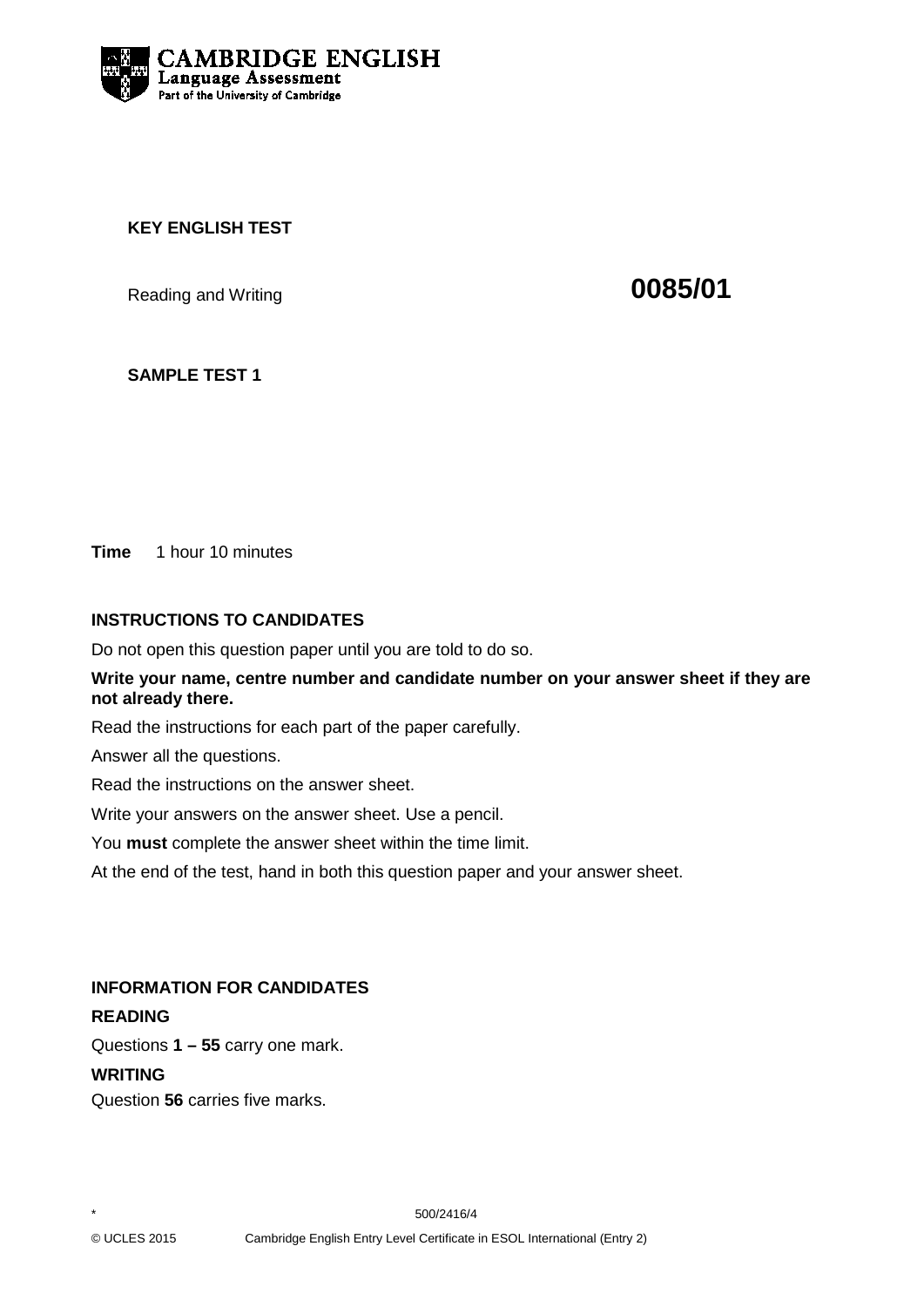CAMBRIDGE ENGLISH
Language Assessment
Part of the University of Cambridge

**KEY ENGLISH TEST**

Reading and Writing **0085/01**

**SAMPLE TEST 1**

**Time** 1 hour 10 minutes

**INSTRUCTIONS TO CANDIDATES**

Do not open this question paper until you are told to do so.

**Write your name, centre number and candidate number on your answer sheet if they are not already there.**

Read the instructions for each part of the paper carefully.

Answer all the questions.

Read the instructions on the answer sheet.

Write your answers on the answer sheet. Use a pencil.

You **must** complete the answer sheet within the time limit.

At the end of the test, hand in both this question paper and your answer sheet.

**INFORMATION FOR CANDIDATES**

**READING**

Questions **1 – 55** carry one mark.

**WRITING**

Question **56** carries five marks.

* 500/2416/4

© UCLES 2015 Cambridge English Entry Level Certificate in ESOL International (Entry 2)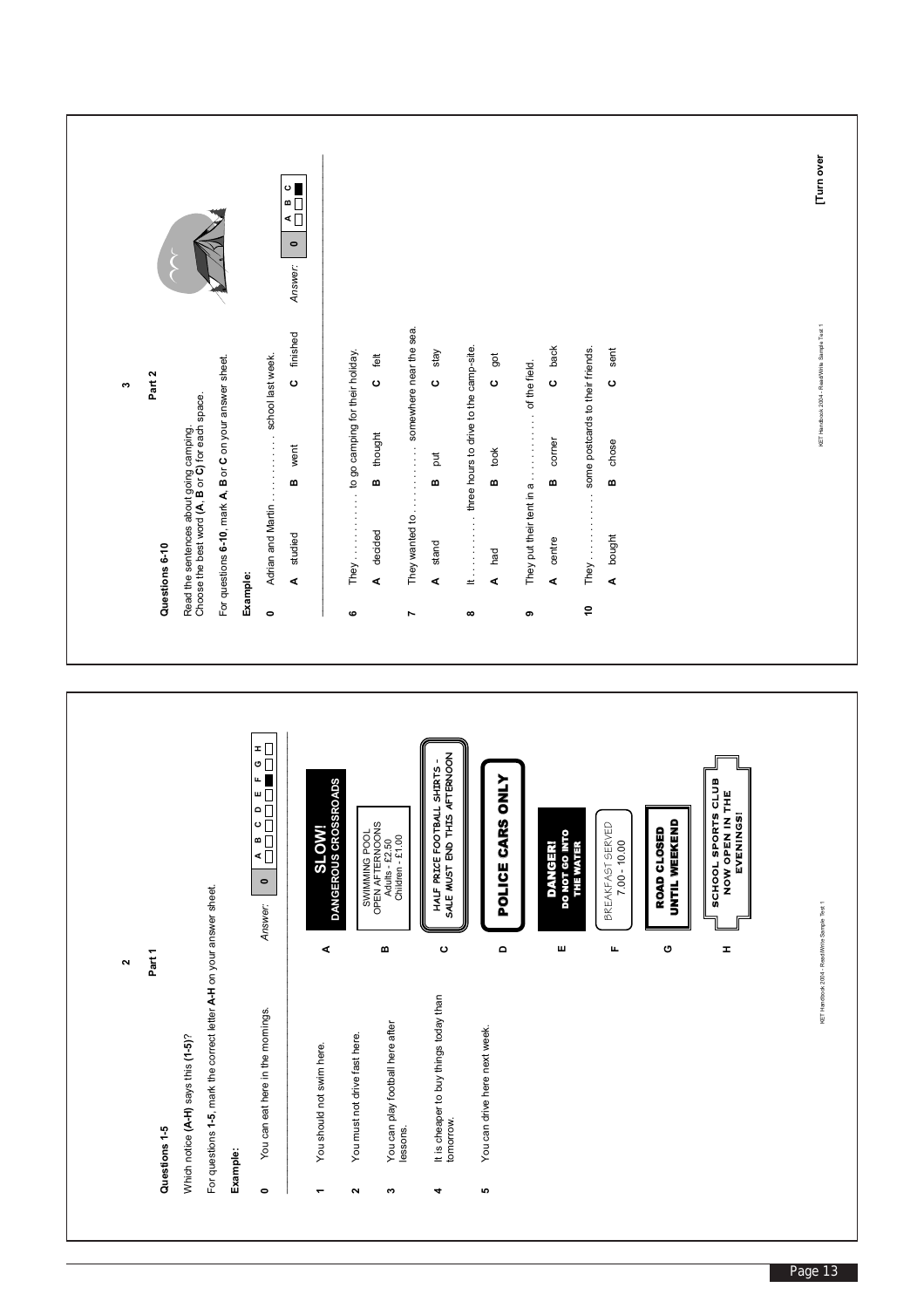## Part 1

**Questions 1-5**

Which notice **(A-H)** says this **(1-5)**?

For questions **1-5**, mark the correct letter **A-H** on your answer sheet.

**Example:**

**0** You can eat here in the mornings.

*Answer:* **0** F

1. You should not swim here.
2. You must not drive fast here.
3. You can play football here after lessons.
4. It is cheaper to buy things today than tomorrow.
5. You can drive here next week.

**A** SLOW! DANGEROUS CROSSROADS

**B** SWIMMING POOL OPEN AFTERNOONS Adults - £2.50 Children - £1.00

**C** HALF PRICE FOOTBALL SHIRTS - SALE MUST END THIS AFTERNOON

**D** POLICE CARS ONLY

**E** DANGER! DO NOT GO INTO THE WATER

**F** BREAKFAST SERVED 7.00 - 10.00

**G** ROAD CLOSED UNTIL WEEKEND

**H** SCHOOL SPORTS CLUB NOW OPEN IN THE EVENINGS!

## Part 2

**Questions 6-10**

Read the sentences about going camping.
Choose the best word **(A, B** or **C)** for each space.

For questions **6-10**, mark **A, B** or **C** on your answer sheet.

**Example:**

**0** Adrian and Martin . . . . . . . . . . . school last week.

**A** studied **B** went **C** finished

*Answer:* **0** C

**6** They . . . . . . . . . . . to go camping for their holiday.

**A** decided **B** thought **C** felt

**7** They wanted to . . . . . . . . . . . somewhere near the sea.

**A** stand **B** put **C** stay

**8** It . . . . . . . . . . . three hours to drive to the camp-site.

**A** had **B** took **C** got

**9** They put their tent in a . . . . . . . . . . . of the field.

**A** centre **B** corner **C** back

**10** They . . . . . . . . . . . some postcards to their friends.

**A** bought **B** chose **C** sent

[Turn over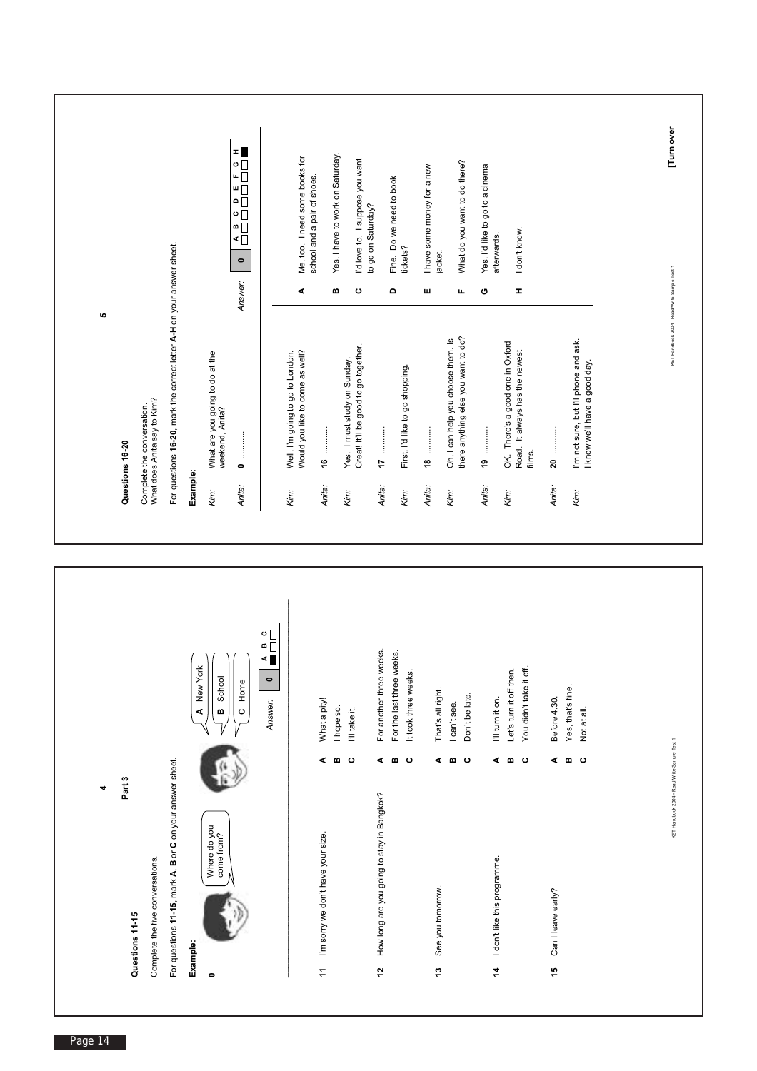## Part 3

### Questions 11-15

Complete the five conversations.

For questions **11-15**, mark **A**, **B** or **C** on your answer sheet.

**Example:**

**0** Where do you come from?

- **A** New York
- **B** School
- **C** Home

*Answer:* **0** A (marked)

**11** I'm sorry we don't have your size.

- **A** What a pity!
- **B** I hope so.
- **C** I'll take it.

**12** How long are you going to stay in Bangkok?

- **A** For another three weeks.
- **B** For the last three weeks.
- **C** It took three weeks.

**13** See you tomorrow.

- **A** That's all right.
- **B** I can't see.
- **C** Don't be late.

**14** I don't like this programme.

- **A** I'll turn it on.
- **B** Let's turn it off then.
- **C** You didn't take it off.

**15** Can I leave early?

- **A** Before 4.30.
- **B** Yes, that's fine.
- **C** Not at all.

### Questions 16-20

Complete the conversation.
What does Anita say to Kim?

For questions **16-20**, mark the correct letter **A-H** on your answer sheet.

**Example:**

*Kim:* What are you going to do at the weekend, Anita?

*Anita:* **0** ..........

*Answer:* **0** H (marked)

*Kim:* Well, I'm going to go to London. Would you like to come as well?

*Anita:* **16** ..........

*Kim:* Yes. I must study on Sunday. Great! It'll be good to go together.

*Anita:* **17** ..........

*Kim:* First, I'd like to go shopping.

*Anita:* **18** ..........

*Kim:* Oh, I can help you choose them. Is there anything else you want to do?

*Anita:* **19** ..........

*Kim:* OK. There's a good one in Oxford Road. It always has the newest films.

*Anita:* **20** ..........

*Kim:* I'm not sure, but I'll phone and ask. I know we'll have a good day.

- **A** Me, too. I need some books for school and a pair of shoes.
- **B** Yes, I have to work on Saturday.
- **C** I'd love to. I suppose you want to go on Saturday?
- **D** Fine. Do we need to book tickets?
- **E** I have some money for a new jacket.
- **F** What do you want to do there?
- **G** Yes, I'd like to go to a cinema afterwards.
- **H** I don't know.

**[Turn over**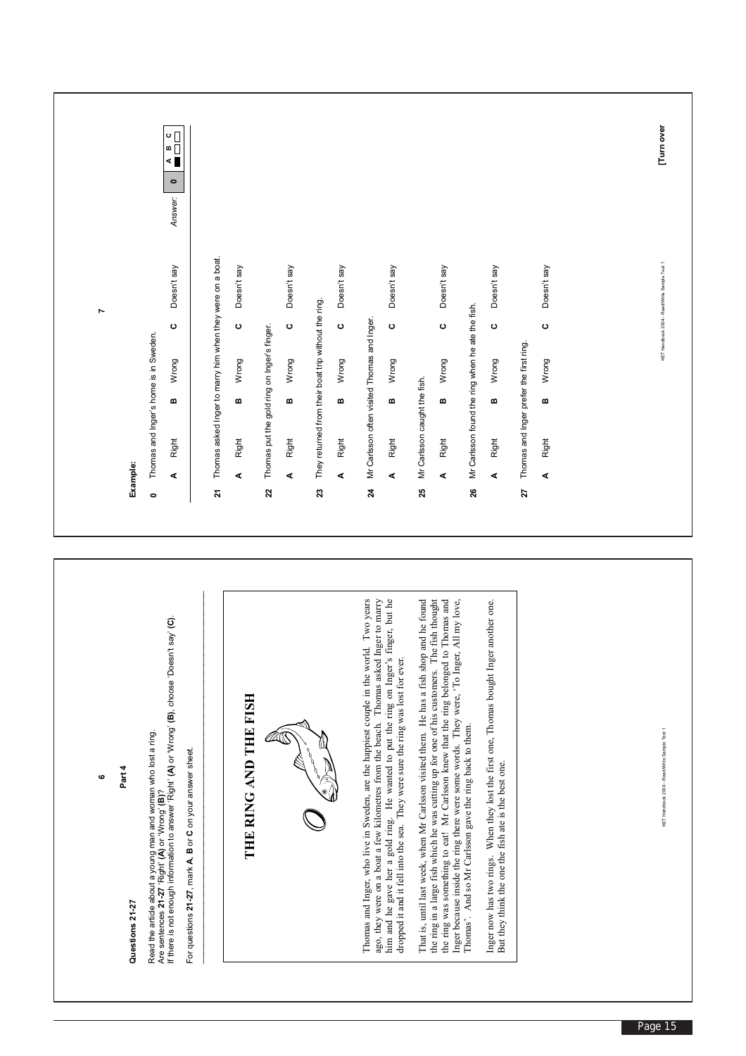## Part 4

### Questions 21-27

Read the article about a young man and woman who lost a ring.
Are sentences **21-27** 'Right' **(A)** or 'Wrong' **(B)**?
If there is not enough information to answer 'Right' **(A)** or 'Wrong' **(B)**, choose 'Doesn't say' **(C)**.

For questions **21-27**, mark **A**, **B** or **C** on your answer sheet.

# THE RING AND THE FISH

Thomas and Inger, who live in Sweden, are the happiest couple in the world. Two years ago, they were on a boat a few kilometres from the beach. Thomas asked Inger to marry him and he gave her a gold ring. He wanted to put the ring on Inger's finger, but he dropped it and it fell into the sea. They were sure the ring was lost for ever.

That is, until last week, when Mr Carlsson visited them. He has a fish shop and he found the ring in a large fish which he was cutting up for one of his customers. The fish thought the ring was something to eat! Mr Carlsson knew that the ring belonged to Thomas and Inger because inside the ring there were some words. They were, 'To Inger, All my love, Thomas'. And so Mr Carlsson gave the ring back to them.

Inger now has two rings. When they lost the first one, Thomas bought Inger another one. But they think the one the fish ate is the best one.

**Example:**

**0** Thomas and Inger's home is in Sweden.

| **A** Right | **B** Wrong | **C** Doesn't say |
|---|---|---|

*Answer:* **0** A ■ B □ C □

**21** Thomas asked Inger to marry him when they were on a boat.

| **A** Right | **B** Wrong | **C** Doesn't say |
|---|---|---|

**22** Thomas put the gold ring on Inger's finger.

| **A** Right | **B** Wrong | **C** Doesn't say |
|---|---|---|

**23** They returned from their boat trip without the ring.

| **A** Right | **B** Wrong | **C** Doesn't say |
|---|---|---|

**24** Mr Carlsson often visited Thomas and Inger.

| **A** Right | **B** Wrong | **C** Doesn't say |
|---|---|---|

**25** Mr Carlsson caught the fish.

| **A** Right | **B** Wrong | **C** Doesn't say |
|---|---|---|

**26** Mr Carlsson found the ring when he ate the fish.

| **A** Right | **B** Wrong | **C** Doesn't say |
|---|---|---|

**27** Thomas and Inger prefer the first ring.

| **A** Right | **B** Wrong | **C** Doesn't say |
|---|---|---|

**[Turn over**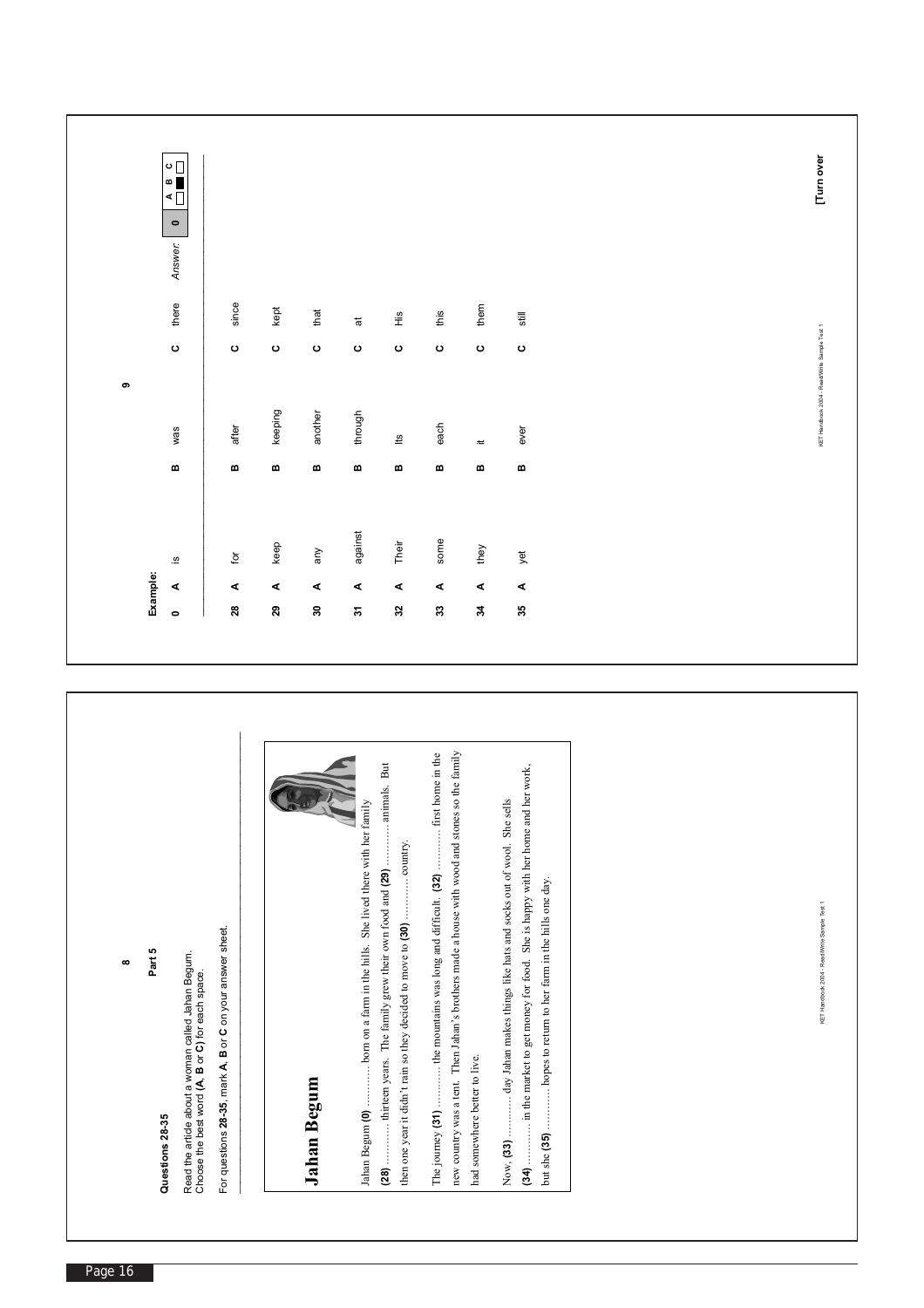## Part 5

### Questions 28-35

Read the article about a woman called Jahan Begum.
Choose the best word (**A**, **B** or **C**) for each space.

For questions **28-35**, mark **A**, **B** or **C** on your answer sheet.

# Jahan Begum

Jahan Begum **(0)** ............ born on a farm in the hills. She lived there with her family **(28)** ............ thirteen years. The family grew their own food and **(29)** ............ animals. But then one year it didn't rain so they decided to move to **(30)** ............ country.

The journey **(31)** ............ the mountains was long and difficult. **(32)** ............ first home in the new country was a tent. Then Jahan's brothers made a house with wood and stones so the family had somewhere better to live.

Now, **(33)** ............ day Jahan makes things like hats and socks out of wool. She sells **(34)** ............ in the market to get money for food. She is happy with her home and her work, but she **(35)** ............ hopes to return to her farm in the hills one day.

**Example:**

| | A | | B | | C | |
|---|---|---|---|---|---|---|
| **0** | **A** | is | **B** | was | **C** | there |

*Answer:* **0** — A ☐ B ■ C ☐

| | | | | | | |
|---|---|---|---|---|---|---|
| **28** | **A** | for | **B** | after | **C** | since |
| **29** | **A** | keep | **B** | keeping | **C** | kept |
| **30** | **A** | any | **B** | another | **C** | that |
| **31** | **A** | against | **B** | through | **C** | at |
| **32** | **A** | Their | **B** | Its | **C** | His |
| **33** | **A** | some | **B** | each | **C** | this |
| **34** | **A** | they | **B** | it | **C** | them |
| **35** | **A** | yet | **B** | ever | **C** | still |

[Turn over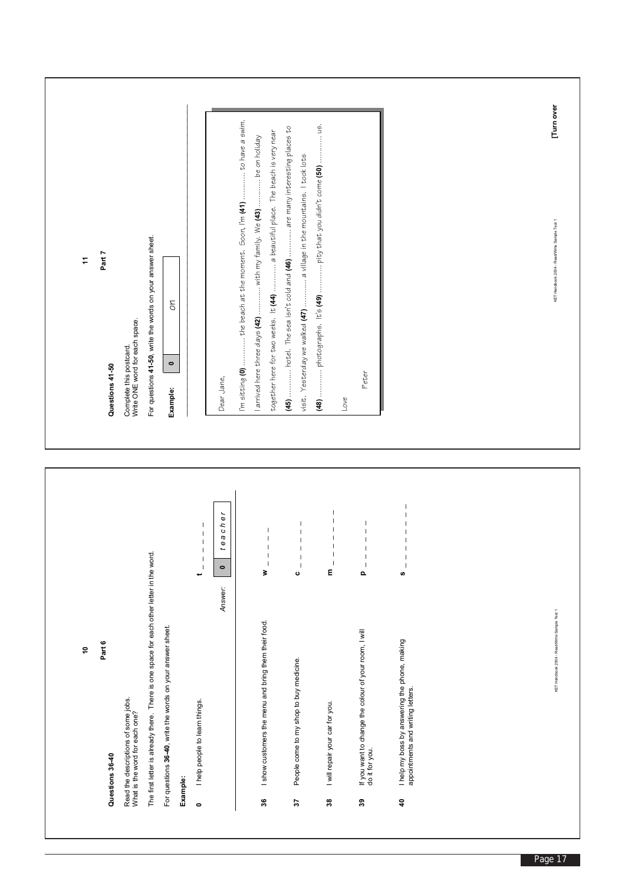## Part 6

### Questions 36-40

Read the descriptions of some jobs.
What is the word for each one?

The first letter is already there. There is one space for each other letter in the word.

For questions **36-40**, write the words on your answer sheet.

**Example:**

**0** I help people to learn things. **t** _ _ _ _ _ _

*Answer:* | **0** | *t e a c h e r* |

**36** I show customers the menu and bring them their food. **w** _ _ _ _ _ _

**37** People come to my shop to buy medicine. **c** _ _ _ _ _ _ _

**38** I will repair your car for you. **m** _ _ _ _ _ _ _

**39** If you want to change the colour of your room, I will do it for you. **p** _ _ _ _ _ _

**40** I help my boss by answering the phone, making appointments and writing letters. **s** _ _ _ _ _ _ _ _

## Part 7

### Questions 41-50

Complete this postcard.
Write ONE word for each space.

For questions **41-50**, write the words on your answer sheet.

**Example:** | **0** | *on* |

Dear Jane,

I'm sitting **(0)** ........... the beach at the moment. Soon, I'm **(41)** ........... to have a swim. I arrived here three days **(42)** ........... with my family. We **(43)** ........... be on holiday together here for two weeks. It **(44)** ........... a beautiful place. The beach is very near **(45)** ........... hotel. The sea isn't cold and **(46)** ........... are many interesting places to visit. Yesterday we walked **(47)** ........... a village in the mountains. I took lots **(48)** ........... photographs. It's **(49)** ........... pity that you didn't come **(50)** ........... us.

Love

Peter

**[Turn over**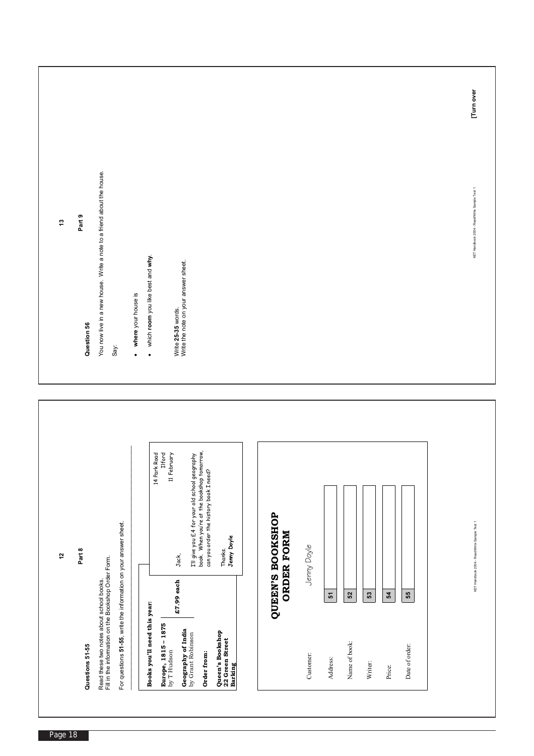## Part 8

### Questions 51-55

Read these two notes about school books.
Fill in the information on the Bookshop Order Form.

For questions **51-55**, write the information on your answer sheet.

**Books you'll need this year:**

**Europe, 1815 – 1875**
by T Hudson

**Geography of India**
by Grant Robinson

**£7.99 each**

**Order from:**

**Queen's Bookshop**
**22 Green Street**
**Barking**

---

14 Park Road
Ilford
11 February

Jack,

I'll give you £4 for your old school geography book. When you're at the bookshop tomorrow, can you order the history book I need?

Thanks,
**Jenny Doyle**

---

**QUEEN'S BOOKSHOP**
**ORDER FORM**

| | |
|---|---|
| Customer: | *Jenny Doyle* |
| Address: | **51** |
| Name of book: | **52** |
| Writer: | **53** |
| Price: | **54** |
| Date of order: | **55** |

KET Handbook 2004 - Read/Write Sample Test 1

## Part 9

### Question 56

You now live in a new house. Write a note to a friend about the house.

Say:

- **where** your house is
- which **room** you like best and **why**.

Write **25-35** words.
Write the note on your answer sheet.

KET Handbook 2004 - Read/Write Sample Test 1

**[Turn over**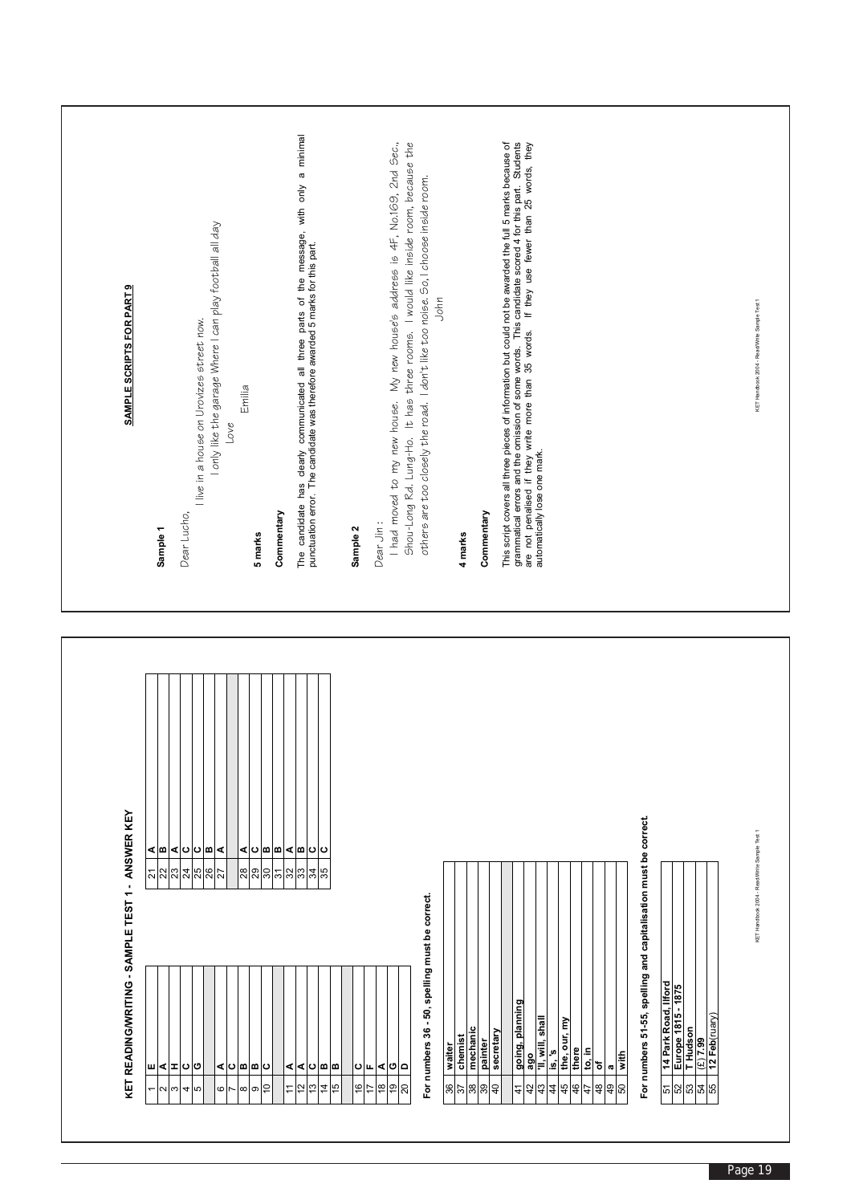## KET READING/WRITING - SAMPLE TEST 1 - ANSWER KEY

| | | | |
|---|---|---|---|
| 1 | E | 21 | A |
| 2 | A | 22 | B |
| 3 | H | 23 | A |
| 4 | C | 24 | C |
| 5 | G | 25 | C |
| | | 26 | B |
| 6 | A | 27 | A |
| 7 | C | | |
| 8 | B | 28 | A |
| 9 | B | 29 | C |
| 10 | C | 30 | B |
| | | 31 | B |
| 11 | A | 32 | A |
| 12 | A | 33 | B |
| 13 | C | 34 | C |
| 14 | B | 35 | C |
| 15 | B | | |
| | | | |
| 16 | C | | |
| 17 | F | | |
| 18 | A | | |
| 19 | G | | |
| 20 | D | | |

**For numbers 36 - 50, spelling must be correct.**

| | |
|---|---|
| 36 | **waiter** |
| 37 | **chemist** |
| 38 | **mechanic** |
| 39 | **painter** |
| 40 | **secretary** |
| | |
| 41 | **going, planning** |
| 42 | **ago** |
| 43 | **'ll, will, shall** |
| 44 | **is, 's** |
| 45 | **the, our, my** |
| 46 | **there** |
| 47 | **to, in** |
| 48 | **of** |
| 49 | **a** |
| 50 | **with** |

**For numbers 51-55, spelling and capitalisation must be correct.**

| | |
|---|---|
| 51 | **14 Park Road, Ilford** |
| 52 | **Europe 1815 - 1875** |
| 53 | **T Hudson** |
| 54 | (£) **7.99** |
| 55 | **12 Feb**(ruary) |

## SAMPLE SCRIPTS FOR PART 9

**Sample 1**

Dear Lucho,

I live in a house on Urovizes street now.
I only like the garage Where I can play football all day

Love
Emilia

**5 marks**

**Commentary**

The candidate has clearly communicated all three parts of the message, with only a minimal punctuation error. The candidate was therefore awarded 5 marks for this part.

**Sample 2**

Dear Jin :

I had moved to my new house. My new house's address is 4F, No.169, 2nd Sec., Shou-Long Rd. Lung-Ho. It has three rooms. I would like inside room, because the others are too closely the road. I don't like too noise. So, I choose inside room.

John

**4 marks**

**Commentary**

This script covers all three pieces of information but could not be awarded the full 5 marks because of grammatical errors and the omission of some words. This candidate scored 4 for this part. Students are not penalised if they write more than 35 words. If they use fewer than 25 words, they automatically lose one mark.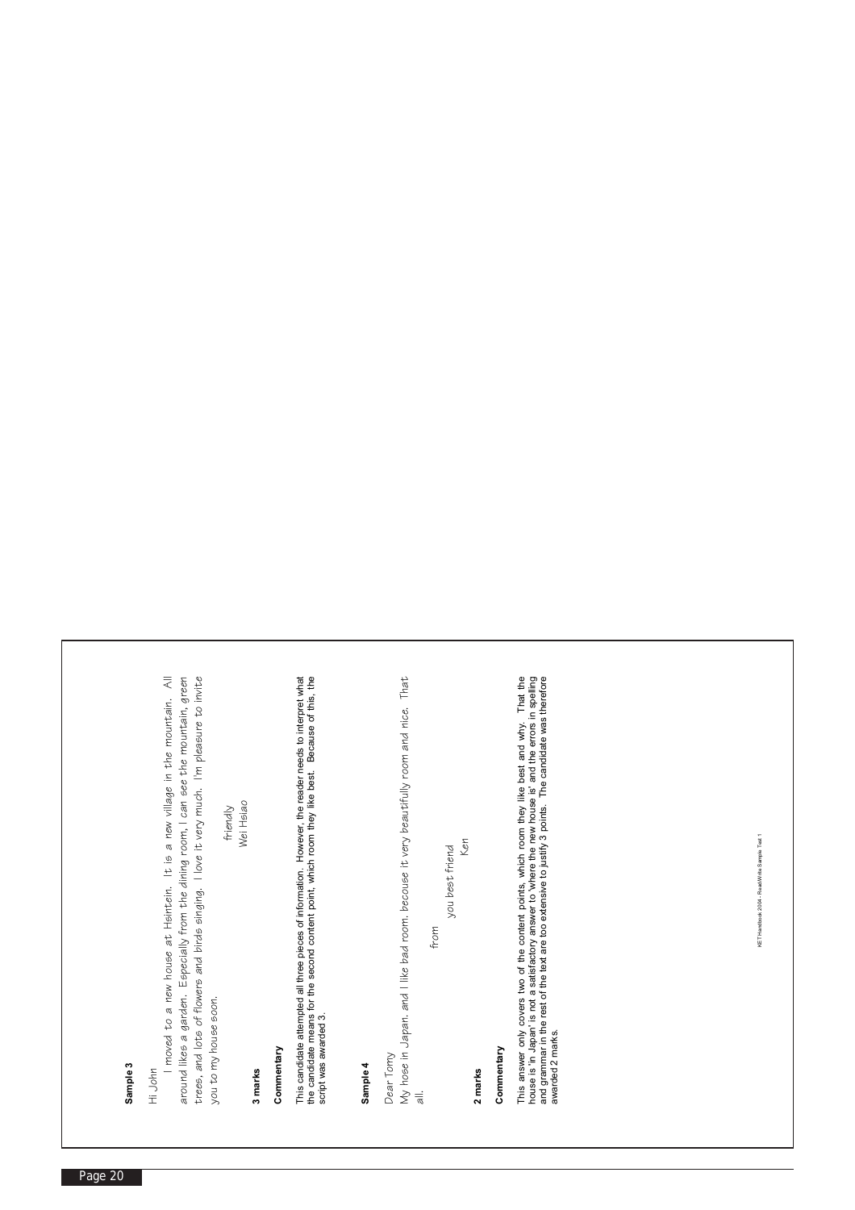**Sample 3**

Hi John

I moved to a new house at Heintein. It is a new village in the mountain. All around likes a garden. Especially from the dining room, I can see the mountain, green trees, and lots of flowers and birds singing. I love it very much. I'm pleasure to invite you to my house soon.

friendly
Wei Hsiao

**3 marks**

**Commentary**

This candidate attempted all three pieces of information. However, the reader needs to interpret what the candidate means for the second content point, which room they like best. Because of this, the script was awarded 3.

**Sample 4**

Dear Tomy

My hose in Japan. and I like bad room. becouse it very beautifully room and nice. That all.

from
you best friend
Ken

**2 marks**

**Commentary**

This answer only covers two of the content points, which room they like best and why. That the house is in Japan' is not a satisfactory answer to 'where the new house is' and the errors in spelling and grammar in the rest of the text are too extensive to justify 3 points. The candidate was therefore awarded 2 marks.